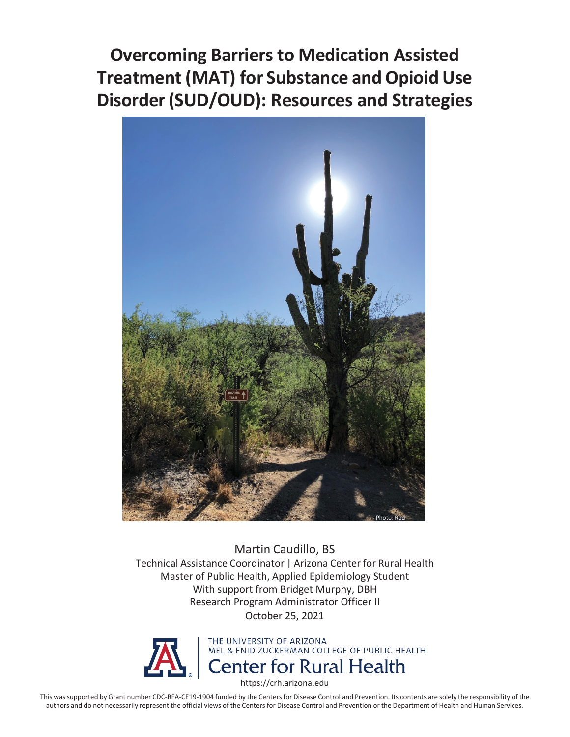# Overcoming Barriers to Medication Assisted Treatment (MAT) for Substance and Opioid Use Disorder (SUD/OUD): Resources and Strategies

Photo: Rod

Martin Caudillo, BS
Technical Assistance Coordinator | Arizona Center for Rural Health
Master of Public Health, Applied Epidemiology Student
With support from Bridget Murphy, DBH
Research Program Administrator Officer II
October 25, 2021

THE UNIVERSITY OF ARIZONA
MEL & ENID ZUCKERMAN COLLEGE OF PUBLIC HEALTH
Center for Rural Health
https://crh.arizona.edu

This was supported by Grant number CDC-RFA-CE19-1904 funded by the Centers for Disease Control and Prevention. Its contents are solely the responsibility of the authors and do not necessarily represent the official views of the Centers for Disease Control and Prevention or the Department of Health and Human Services.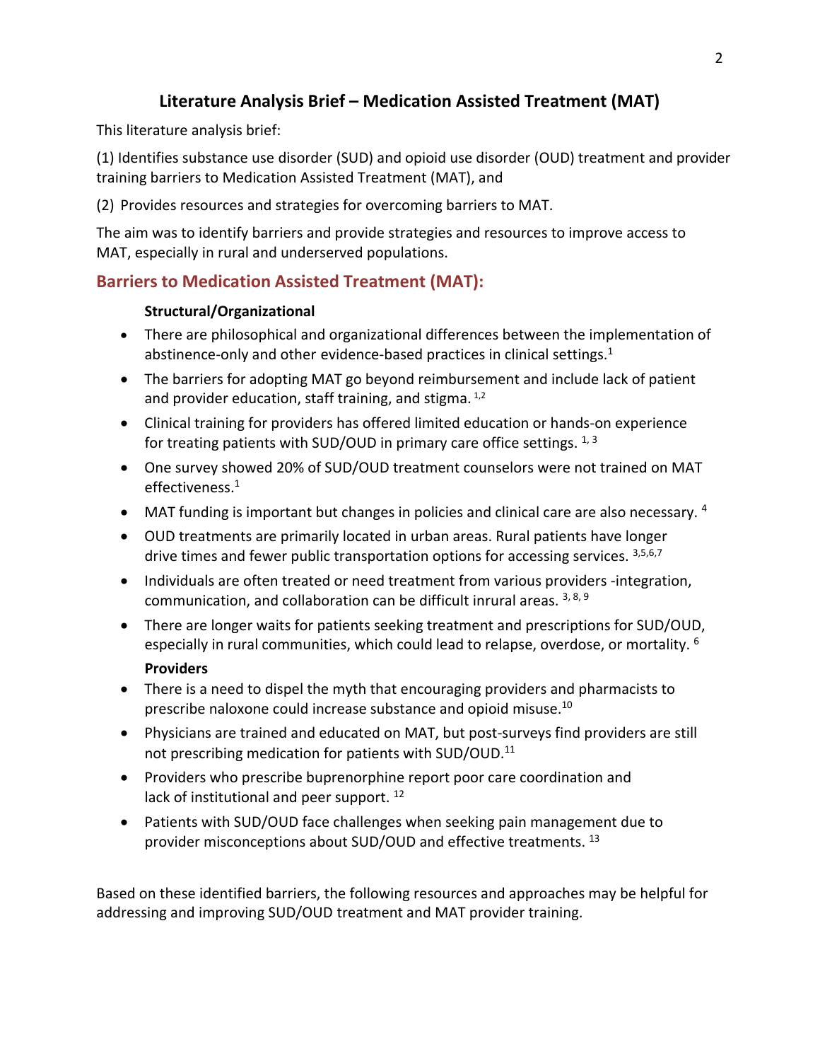# Literature Analysis Brief – Medication Assisted Treatment (MAT)

This literature analysis brief:

(1) Identifies substance use disorder (SUD) and opioid use disorder (OUD) treatment and provider training barriers to Medication Assisted Treatment (MAT), and

(2) Provides resources and strategies for overcoming barriers to MAT.

The aim was to identify barriers and provide strategies and resources to improve access to MAT, especially in rural and underserved populations.

## Barriers to Medication Assisted Treatment (MAT):

**Structural/Organizational**

- There are philosophical and organizational differences between the implementation of abstinence-only and other evidence-based practices in clinical settings.[1]
- The barriers for adopting MAT go beyond reimbursement and include lack of patient and provider education, staff training, and stigma. [1,2]
- Clinical training for providers has offered limited education or hands-on experience for treating patients with SUD/OUD in primary care office settings. [1, 3]
- One survey showed 20% of SUD/OUD treatment counselors were not trained on MAT effectiveness.[1]
- MAT funding is important but changes in policies and clinical care are also necessary. [4]
- OUD treatments are primarily located in urban areas. Rural patients have longer drive times and fewer public transportation options for accessing services. [3,5,6,7]
- Individuals are often treated or need treatment from various providers -integration, communication, and collaboration can be difficult inrural areas. [3, 8, 9]
- There are longer waits for patients seeking treatment and prescriptions for SUD/OUD, especially in rural communities, which could lead to relapse, overdose, or mortality. [6]

**Providers**

- There is a need to dispel the myth that encouraging providers and pharmacists to prescribe naloxone could increase substance and opioid misuse.[10]
- Physicians are trained and educated on MAT, but post-surveys find providers are still not prescribing medication for patients with SUD/OUD.[11]
- Providers who prescribe buprenorphine report poor care coordination and lack of institutional and peer support. [12]
- Patients with SUD/OUD face challenges when seeking pain management due to provider misconceptions about SUD/OUD and effective treatments. [13]

Based on these identified barriers, the following resources and approaches may be helpful for addressing and improving SUD/OUD treatment and MAT provider training.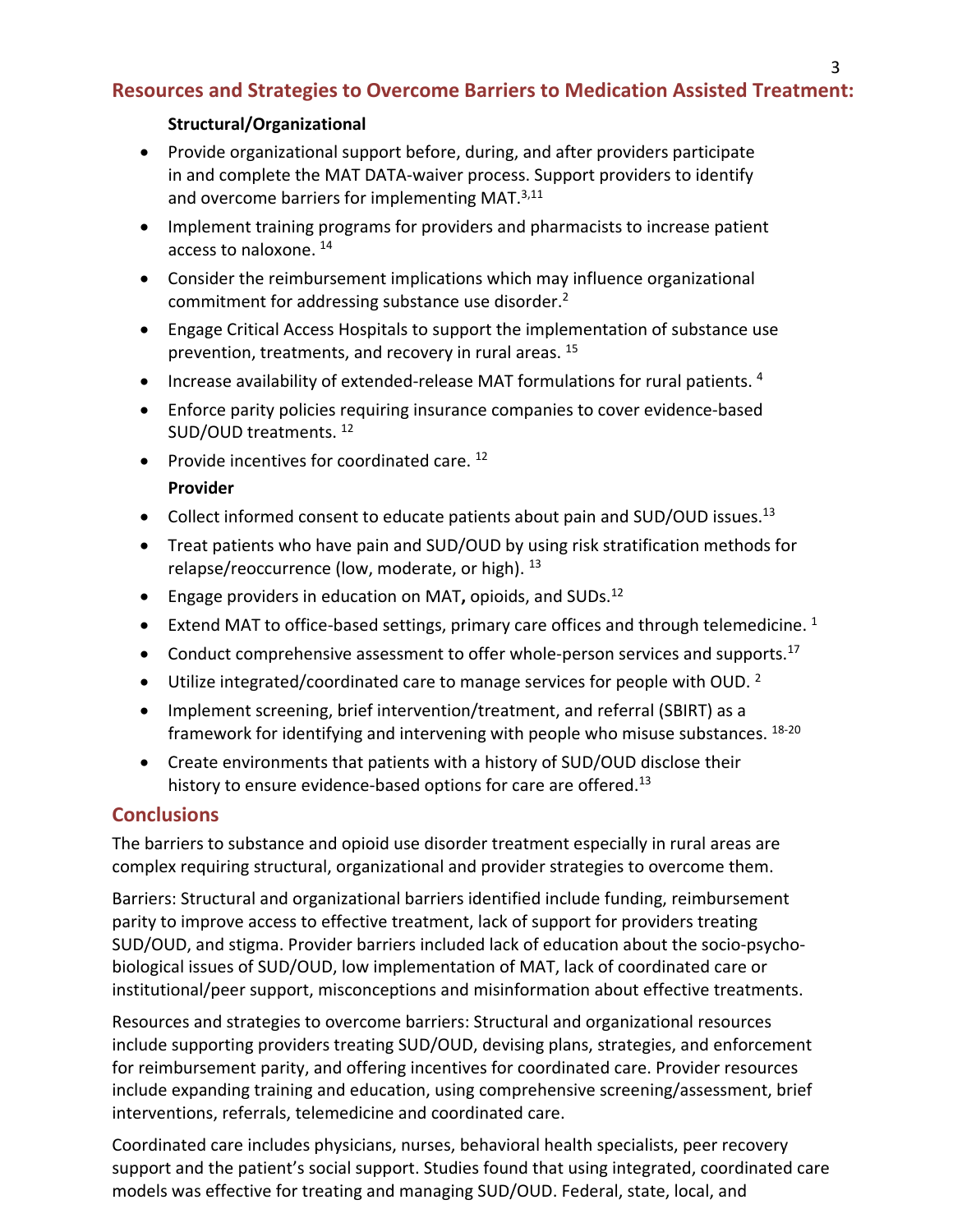## Resources and Strategies to Overcome Barriers to Medication Assisted Treatment:

**Structural/Organizational**

- Provide organizational support before, during, and after providers participate in and complete the MAT DATA-waiver process. Support providers to identify and overcome barriers for implementing MAT.[3,11]
- Implement training programs for providers and pharmacists to increase patient access to naloxone. [14]
- Consider the reimbursement implications which may influence organizational commitment for addressing substance use disorder.[2]
- Engage Critical Access Hospitals to support the implementation of substance use prevention, treatments, and recovery in rural areas. [15]
- Increase availability of extended-release MAT formulations for rural patients. [4]
- Enforce parity policies requiring insurance companies to cover evidence-based SUD/OUD treatments. [12]
- Provide incentives for coordinated care. [12]

**Provider**

- Collect informed consent to educate patients about pain and SUD/OUD issues.[13]
- Treat patients who have pain and SUD/OUD by using risk stratification methods for relapse/reoccurrence (low, moderate, or high). [13]
- Engage providers in education on MAT**,** opioids, and SUDs.[12]
- Extend MAT to office-based settings, primary care offices and through telemedicine. [1]
- Conduct comprehensive assessment to offer whole-person services and supports.[17]
- Utilize integrated/coordinated care to manage services for people with OUD. [2]
- Implement screening, brief intervention/treatment, and referral (SBIRT) as a framework for identifying and intervening with people who misuse substances. [18-20]
- Create environments that patients with a history of SUD/OUD disclose their history to ensure evidence-based options for care are offered.[13]

## Conclusions

The barriers to substance and opioid use disorder treatment especially in rural areas are complex requiring structural, organizational and provider strategies to overcome them.

Barriers: Structural and organizational barriers identified include funding, reimbursement parity to improve access to effective treatment, lack of support for providers treating SUD/OUD, and stigma. Provider barriers included lack of education about the socio-psycho-biological issues of SUD/OUD, low implementation of MAT, lack of coordinated care or institutional/peer support, misconceptions and misinformation about effective treatments.

Resources and strategies to overcome barriers: Structural and organizational resources include supporting providers treating SUD/OUD, devising plans, strategies, and enforcement for reimbursement parity, and offering incentives for coordinated care. Provider resources include expanding training and education, using comprehensive screening/assessment, brief interventions, referrals, telemedicine and coordinated care.

Coordinated care includes physicians, nurses, behavioral health specialists, peer recovery support and the patient's social support. Studies found that using integrated, coordinated care models was effective for treating and managing SUD/OUD. Federal, state, local, and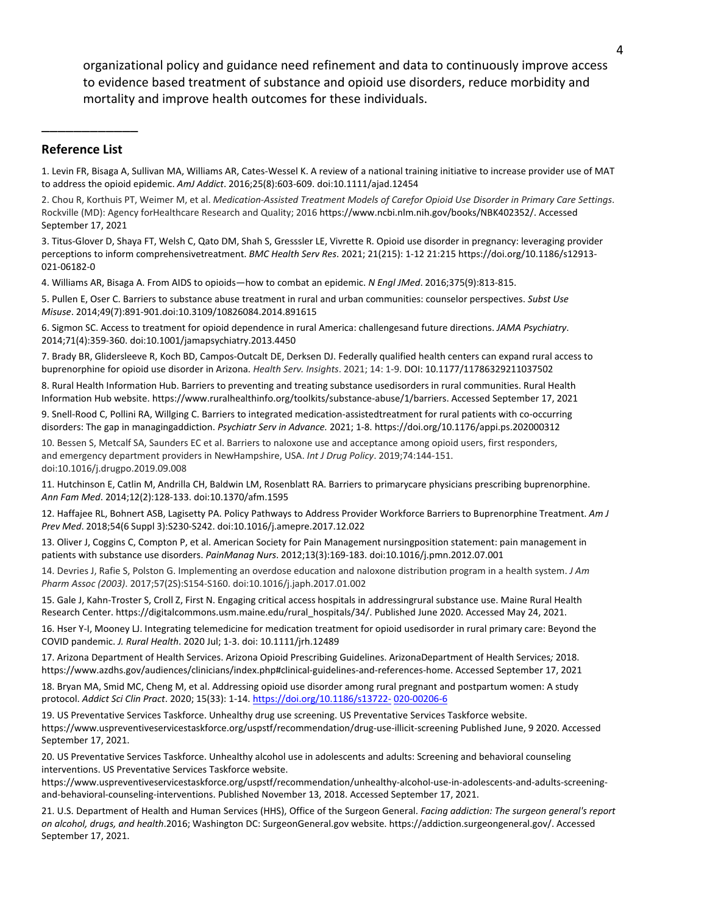organizational policy and guidance need refinement and data to continuously improve access to evidence based treatment of substance and opioid use disorders, reduce morbidity and mortality and improve health outcomes for these individuals.

---

## Reference List

1. Levin FR, Bisaga A, Sullivan MA, Williams AR, Cates-Wessel K. A review of a national training initiative to increase provider use of MAT to address the opioid epidemic. *AmJ Addict*. 2016;25(8):603-609. doi:10.1111/ajad.12454

2. Chou R, Korthuis PT, Weimer M, et al. *Medication-Assisted Treatment Models of Carefor Opioid Use Disorder in Primary Care Settings*. Rockville (MD): Agency forHealthcare Research and Quality; 2016 https://www.ncbi.nlm.nih.gov/books/NBK402352/. Accessed September 17, 2021

3. Titus-Glover D, Shaya FT, Welsh C, Qato DM, Shah S, Gresssler LE, Vivrette R. Opioid use disorder in pregnancy: leveraging provider perceptions to inform comprehensivetreatment. *BMC Health Serv Res*. 2021; 21(215): 1-12 21:215 https://doi.org/10.1186/s12913-021-06182-0

4. Williams AR, Bisaga A. From AIDS to opioids—how to combat an epidemic. *N Engl JMed*. 2016;375(9):813-815.

5. Pullen E, Oser C. Barriers to substance abuse treatment in rural and urban communities: counselor perspectives. *Subst Use Misuse*. 2014;49(7):891-901.doi:10.3109/10826084.2014.891615

6. Sigmon SC. Access to treatment for opioid dependence in rural America: challengesand future directions. *JAMA Psychiatry*. 2014;71(4):359-360. doi:10.1001/jamapsychiatry.2013.4450

7. Brady BR, Glidersleeve R, Koch BD, Campos-Outcalt DE, Derksen DJ. Federally qualified health centers can expand rural access to buprenorphine for opioid use disorder in Arizona. *Health Serv. Insights*. 2021; 14: 1-9. DOI: 10.1177/11786329211037502

8. Rural Health Information Hub. Barriers to preventing and treating substance usedisorders in rural communities. Rural Health Information Hub website. https://www.ruralhealthinfo.org/toolkits/substance-abuse/1/barriers. Accessed September 17, 2021

9. Snell-Rood C, Pollini RA, Willging C. Barriers to integrated medication-assistedtreatment for rural patients with co-occurring disorders: The gap in managingaddiction. *Psychiatr Serv in Advance.* 2021; 1-8. https://doi.org/10.1176/appi.ps.202000312

10. Bessen S, Metcalf SA, Saunders EC et al. Barriers to naloxone use and acceptance among opioid users, first responders, and emergency department providers in NewHampshire, USA. *Int J Drug Policy*. 2019;74:144-151. doi:10.1016/j.drugpo.2019.09.008

11. Hutchinson E, Catlin M, Andrilla CH, Baldwin LM, Rosenblatt RA. Barriers to primarycare physicians prescribing buprenorphine. *Ann Fam Med*. 2014;12(2):128-133. doi:10.1370/afm.1595

12. Haffajee RL, Bohnert ASB, Lagisetty PA. Policy Pathways to Address Provider Workforce Barriers to Buprenorphine Treatment. *Am J Prev Med*. 2018;54(6 Suppl 3):S230-S242. doi:10.1016/j.amepre.2017.12.022

13. Oliver J, Coggins C, Compton P, et al. American Society for Pain Management nursingposition statement: pain management in patients with substance use disorders. *PainManag Nurs*. 2012;13(3):169-183. doi:10.1016/j.pmn.2012.07.001

14. Devries J, Rafie S, Polston G. Implementing an overdose education and naloxone distribution program in a health system. *J Am Pharm Assoc (2003)*. 2017;57(2S):S154-S160. doi:10.1016/j.japh.2017.01.002

15. Gale J, Kahn-Troster S, Croll Z, First N. Engaging critical access hospitals in addressingrural substance use. Maine Rural Health Research Center. https://digitalcommons.usm.maine.edu/rural_hospitals/34/. Published June 2020. Accessed May 24, 2021.

16. Hser Y-I, Mooney LJ. Integrating telemedicine for medication treatment for opioid usedisorder in rural primary care: Beyond the COVID pandemic. *J. Rural Health*. 2020 Jul; 1-3. doi: 10.1111/jrh.12489

17. Arizona Department of Health Services. Arizona Opioid Prescribing Guidelines. ArizonaDepartment of Health Services*;* 2018. https://www.azdhs.gov/audiences/clinicians/index.php#clinical-guidelines-and-references-home. Accessed September 17, 2021

18. Bryan MA, Smid MC, Cheng M, et al. Addressing opioid use disorder among rural pregnant and postpartum women: A study protocol. *Addict Sci Clin Pract*. 2020; 15(33): 1-14. https://doi.org/10.1186/s13722- 020-00206-6

19. US Preventative Services Taskforce. Unhealthy drug use screening. US Preventative Services Taskforce website. https://www.uspreventiveservicestaskforce.org/uspstf/recommendation/drug-use-illicit-screening Published June, 9 2020. Accessed September 17, 2021.

20. US Preventative Services Taskforce. Unhealthy alcohol use in adolescents and adults: Screening and behavioral counseling interventions. US Preventative Services Taskforce website. https://www.uspreventiveservicestaskforce.org/uspstf/recommendation/unhealthy-alcohol-use-in-adolescents-and-adults-screening-and-behavioral-counseling-interventions. Published November 13, 2018. Accessed September 17, 2021.

21. U.S. Department of Health and Human Services (HHS), Office of the Surgeon General. *Facing addiction: The surgeon general's report on alcohol, drugs, and health*.2016; Washington DC: SurgeonGeneral.gov website. https://addiction.surgeongeneral.gov/. Accessed September 17, 2021.